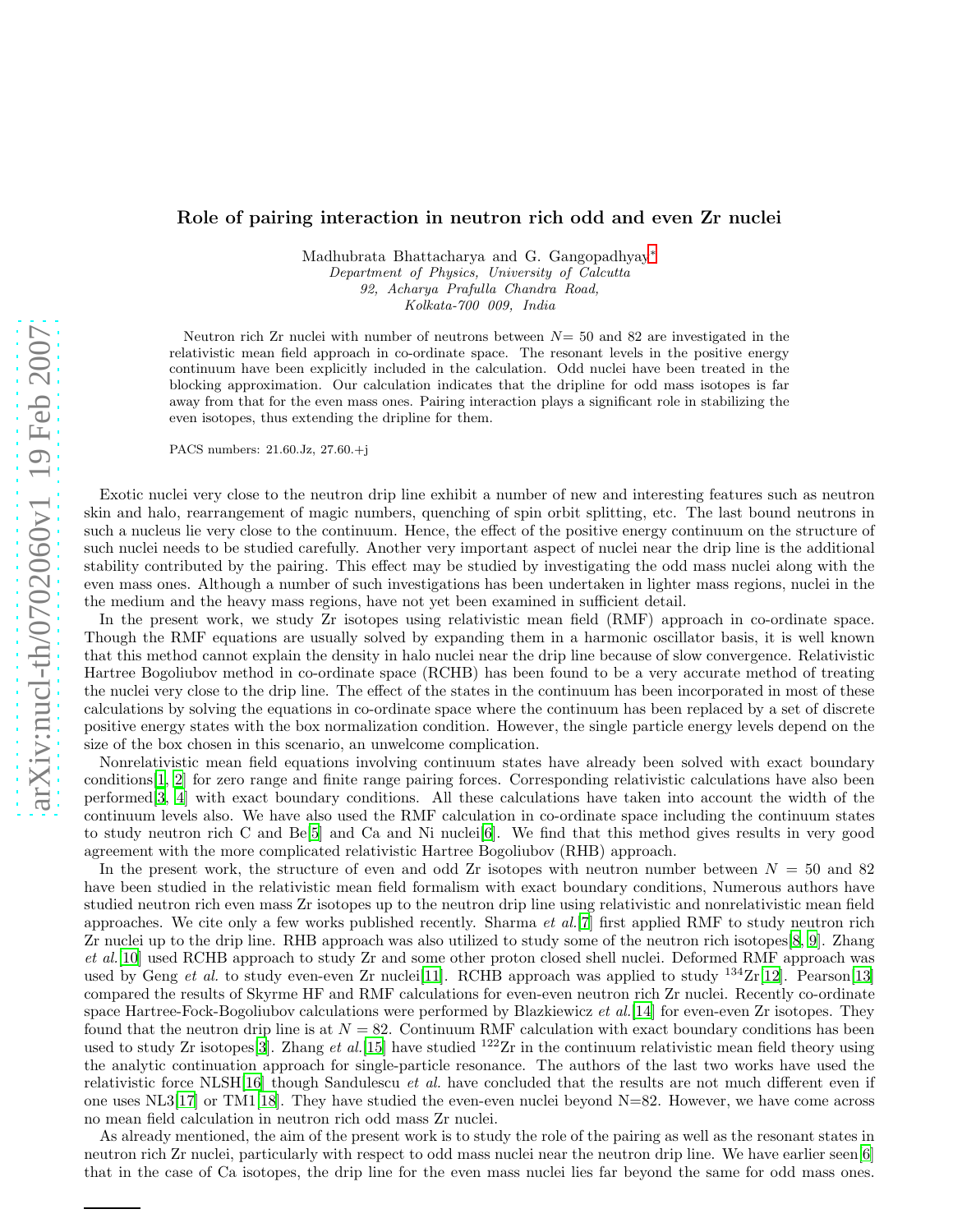# Role of pairing interaction in neutron rich odd and even Zr nuclei

Madhubrata Bhattacharya and G. Gangopadhyay*

*Department of Physics, University of Calcutta*
*92, Acharya Prafulla Chandra Road,*
*Kolkata-700 009, India*

Neutron rich Zr nuclei with number of neutrons between $N= 50$ and 82 are investigated in the relativistic mean field approach in co-ordinate space. The resonant levels in the positive energy continuum have been explicitly included in the calculation. Odd nuclei have been treated in the blocking approximation. Our calculation indicates that the dripline for odd mass isotopes is far away from that for the even mass ones. Pairing interaction plays a significant role in stabilizing the even isotopes, thus extending the dripline for them.

PACS numbers: 21.60.Jz, 27.60.+j

Exotic nuclei very close to the neutron drip line exhibit a number of new and interesting features such as neutron skin and halo, rearrangement of magic numbers, quenching of spin orbit splitting, etc. The last bound neutrons in such a nucleus lie very close to the continuum. Hence, the effect of the positive energy continuum on the structure of such nuclei needs to be studied carefully. Another very important aspect of nuclei near the drip line is the additional stability contributed by the pairing. This effect may be studied by investigating the odd mass nuclei along with the even mass ones. Although a number of such investigations has been undertaken in lighter mass regions, nuclei in the the medium and the heavy mass regions, have not yet been examined in sufficient detail.

In the present work, we study Zr isotopes using relativistic mean field (RMF) approach in co-ordinate space. Though the RMF equations are usually solved by expanding them in a harmonic oscillator basis, it is well known that this method cannot explain the density in halo nuclei near the drip line because of slow convergence. Relativistic Hartree Bogoliubov method in co-ordinate space (RCHB) has been found to be a very accurate method of treating the nuclei very close to the drip line. The effect of the states in the continuum has been incorporated in most of these calculations by solving the equations in co-ordinate space where the continuum has been replaced by a set of discrete positive energy states with the box normalization condition. However, the single particle energy levels depend on the size of the box chosen in this scenario, an unwelcome complication.

Nonrelativistic mean field equations involving continuum states have already been solved with exact boundary conditions[1, 2] for zero range and finite range pairing forces. Corresponding relativistic calculations have also been performed[3, 4] with exact boundary conditions. All these calculations have taken into account the width of the continuum levels also. We have also used the RMF calculation in co-ordinate space including the continuum states to study neutron rich C and Be[5] and Ca and Ni nuclei[6]. We find that this method gives results in very good agreement with the more complicated relativistic Hartree Bogoliubov (RHB) approach.

In the present work, the structure of even and odd Zr isotopes with neutron number between $N = 50$ and 82 have been studied in the relativistic mean field formalism with exact boundary conditions, Numerous authors have studied neutron rich even mass Zr isotopes up to the neutron drip line using relativistic and nonrelativistic mean field approaches. We cite only a few works published recently. Sharma *et al.*[7] first applied RMF to study neutron rich Zr nuclei up to the drip line. RHB approach was also utilized to study some of the neutron rich isotopes[8, 9]. Zhang *et al.*[10] used RCHB approach to study Zr and some other proton closed shell nuclei. Deformed RMF approach was used by Geng *et al.* to study even-even Zr nuclei[11]. RCHB approach was applied to study $^{134}$Zr[12]. Pearson[13] compared the results of Skyrme HF and RMF calculations for even-even neutron rich Zr nuclei. Recently co-ordinate space Hartree-Fock-Bogoliubov calculations were performed by Blazkiewicz *et al.*[14] for even-even Zr isotopes. They found that the neutron drip line is at $N = 82$. Continuum RMF calculation with exact boundary conditions has been used to study Zr isotopes[3]. Zhang *et al.*[15] have studied $^{122}$Zr in the continuum relativistic mean field theory using the analytic continuation approach for single-particle resonance. The authors of the last two works have used the relativistic force NLSH[16] though Sandulescu *et al.* have concluded that the results are not much different even if one uses NL3[17] or TM1[18]. They have studied the even-even nuclei beyond N=82. However, we have come across no mean field calculation in neutron rich odd mass Zr nuclei.

As already mentioned, the aim of the present work is to study the role of the pairing as well as the resonant states in neutron rich Zr nuclei, particularly with respect to odd mass nuclei near the neutron drip line. We have earlier seen[6] that in the case of Ca isotopes, the drip line for the even mass nuclei lies far beyond the same for odd mass ones.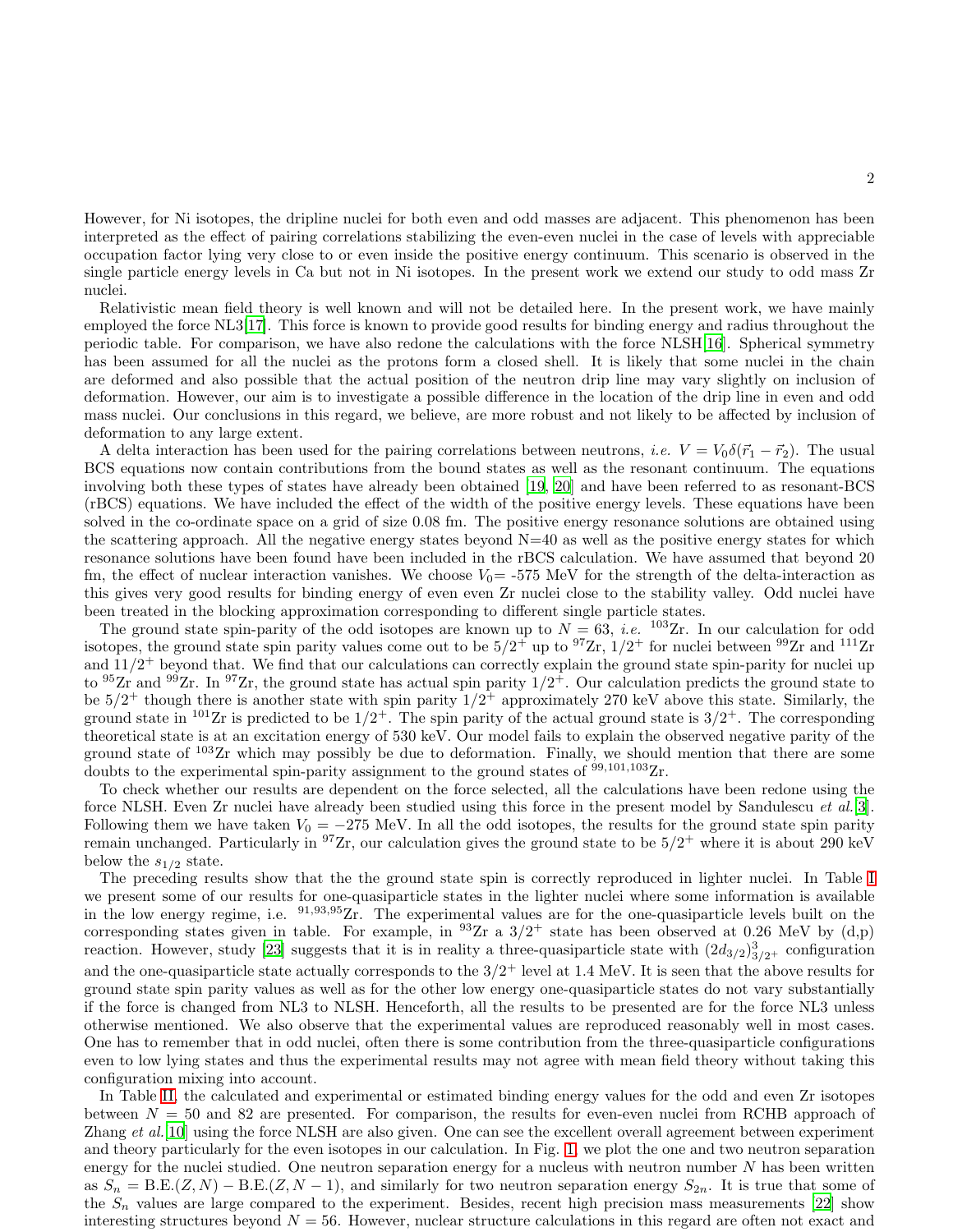However, for Ni isotopes, the dripline nuclei for both even and odd masses are adjacent. This phenomenon has been interpreted as the effect of pairing correlations stabilizing the even-even nuclei in the case of levels with appreciable occupation factor lying very close to or even inside the positive energy continuum. This scenario is observed in the single particle energy levels in Ca but not in Ni isotopes. In the present work we extend our study to odd mass Zr nuclei.

Relativistic mean field theory is well known and will not be detailed here. In the present work, we have mainly employed the force NL3[17]. This force is known to provide good results for binding energy and radius throughout the periodic table. For comparison, we have also redone the calculations with the force NLSH[16]. Spherical symmetry has been assumed for all the nuclei as the protons form a closed shell. It is likely that some nuclei in the chain are deformed and also possible that the actual position of the neutron drip line may vary slightly on inclusion of deformation. However, our aim is to investigate a possible difference in the location of the drip line in even and odd mass nuclei. Our conclusions in this regard, we believe, are more robust and not likely to be affected by inclusion of deformation to any large extent.

A delta interaction has been used for the pairing correlations between neutrons, *i.e.* $V = V_0\delta(\vec{r}_1 - \vec{r}_2)$. The usual BCS equations now contain contributions from the bound states as well as the resonant continuum. The equations involving both these types of states have already been obtained [19, 20] and have been referred to as resonant-BCS (rBCS) equations. We have included the effect of the width of the positive energy levels. These equations have been solved in the co-ordinate space on a grid of size 0.08 fm. The positive energy resonance solutions are obtained using the scattering approach. All the negative energy states beyond N=40 as well as the positive energy states for which resonance solutions have been found have been included in the rBCS calculation. We have assumed that beyond 20 fm, the effect of nuclear interaction vanishes. We choose $V_0$= -575 MeV for the strength of the delta-interaction as this gives very good results for binding energy of even even Zr nuclei close to the stability valley. Odd nuclei have been treated in the blocking approximation corresponding to different single particle states.

The ground state spin-parity of the odd isotopes are known up to $N = 63$, *i.e.* $^{103}$Zr. In our calculation for odd isotopes, the ground state spin parity values come out to be $5/2^+$ up to $^{97}$Zr, $1/2^+$ for nuclei between $^{99}$Zr and $^{111}$Zr and $11/2^+$ beyond that. We find that our calculations can correctly explain the ground state spin-parity for nuclei up to $^{95}$Zr and $^{99}$Zr. In $^{97}$Zr, the ground state has actual spin parity $1/2^+$. Our calculation predicts the ground state to be $5/2^+$ though there is another state with spin parity $1/2^+$ approximately 270 keV above this state. Similarly, the ground state in $^{101}$Zr is predicted to be $1/2^+$. The spin parity of the actual ground state is $3/2^+$. The corresponding theoretical state is at an excitation energy of 530 keV. Our model fails to explain the observed negative parity of the ground state of $^{103}$Zr which may possibly be due to deformation. Finally, we should mention that there are some doubts to the experimental spin-parity assignment to the ground states of $^{99,101,103}$Zr.

To check whether our results are dependent on the force selected, all the calculations have been redone using the force NLSH. Even Zr nuclei have already been studied using this force in the present model by Sandulescu *et al.*[3]. Following them we have taken $V_0 = -275$ MeV. In all the odd isotopes, the results for the ground state spin parity remain unchanged. Particularly in $^{97}$Zr, our calculation gives the ground state to be $5/2^+$ where it is about 290 keV below the $s_{1/2}$ state.

The preceding results show that the the ground state spin is correctly reproduced in lighter nuclei. In Table I we present some of our results for one-quasiparticle states in the lighter nuclei where some information is available in the low energy regime, i.e. $^{91,93,95}$Zr. The experimental values are for the one-quasiparticle levels built on the corresponding states given in table. For example, in $^{93}$Zr a $3/2^+$ state has been observed at 0.26 MeV by (d,p) reaction. However, study [23] suggests that it is in reality a three-quasiparticle state with $(2d_{3/2})^3_{3/2^+}$ configuration and the one-quasiparticle state actually corresponds to the $3/2^+$ level at 1.4 MeV. It is seen that the above results for ground state spin parity values as well as for the other low energy one-quasiparticle states do not vary substantially if the force is changed from NL3 to NLSH. Henceforth, all the results to be presented are for the force NL3 unless otherwise mentioned. We also observe that the experimental values are reproduced reasonably well in most cases. One has to remember that in odd nuclei, often there is some contribution from the three-quasiparticle configurations even to low lying states and thus the experimental results may not agree with mean field theory without taking this configuration mixing into account.

In Table II, the calculated and experimental or estimated binding energy values for the odd and even Zr isotopes between $N = 50$ and 82 are presented. For comparison, the results for even-even nuclei from RCHB approach of Zhang *et al.*[10] using the force NLSH are also given. One can see the excellent overall agreement between experiment and theory particularly for the even isotopes in our calculation. In Fig. 1, we plot the one and two neutron separation energy for the nuclei studied. One neutron separation energy for a nucleus with neutron number $N$ has been written as $S_n = \mathrm{B.E.}(Z, N) - \mathrm{B.E.}(Z, N-1)$, and similarly for two neutron separation energy $S_{2n}$. It is true that some of the $S_n$ values are large compared to the experiment. Besides, recent high precision mass measurements [22] show interesting structures beyond $N = 56$. However, nuclear structure calculations in this regard are often not exact and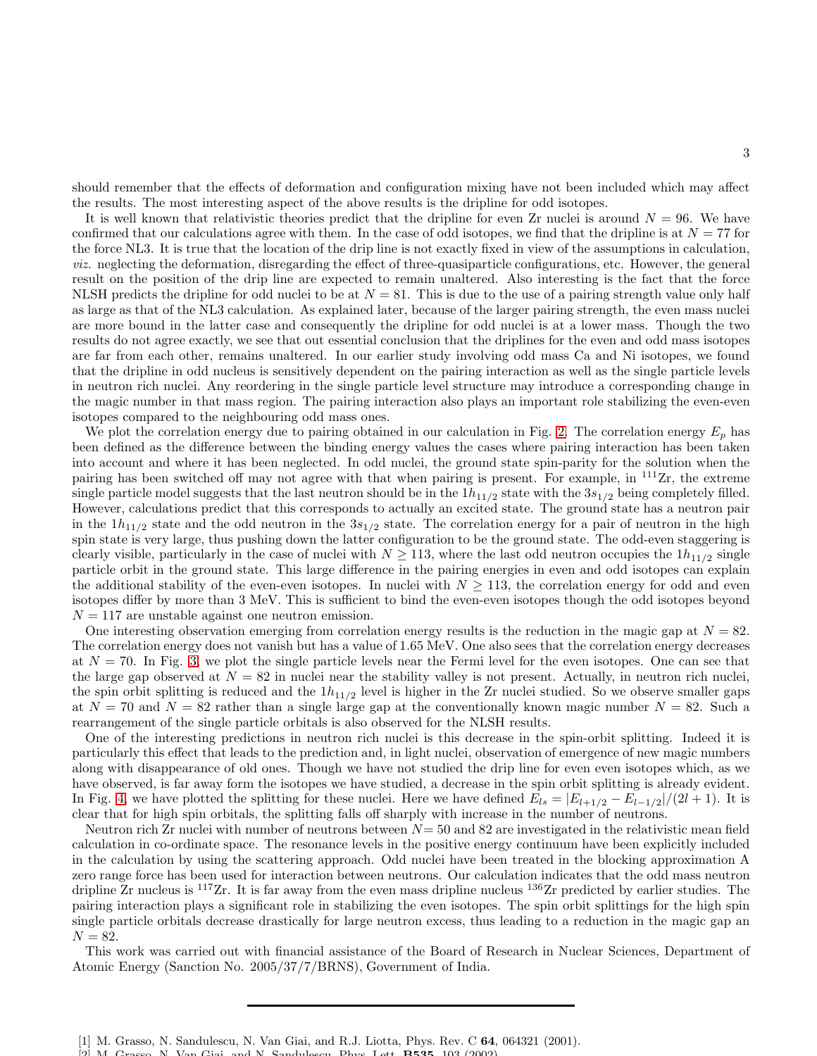should remember that the effects of deformation and configuration mixing have not been included which may affect the results. The most interesting aspect of the above results is the dripline for odd isotopes.

It is well known that relativistic theories predict that the dripline for even Zr nuclei is around $N = 96$. We have confirmed that our calculations agree with them. In the case of odd isotopes, we find that the dripline is at $N = 77$ for the force NL3. It is true that the location of the drip line is not exactly fixed in view of the assumptions in calculation, *viz.* neglecting the deformation, disregarding the effect of three-quasiparticle configurations, etc. However, the general result on the position of the drip line are expected to remain unaltered. Also interesting is the fact that the force NLSH predicts the dripline for odd nuclei to be at $N = 81$. This is due to the use of a pairing strength value only half as large as that of the NL3 calculation. As explained later, because of the larger pairing strength, the even mass nuclei are more bound in the latter case and consequently the dripline for odd nuclei is at a lower mass. Though the two results do not agree exactly, we see that out essential conclusion that the driplines for the even and odd mass isotopes are far from each other, remains unaltered. In our earlier study involving odd mass Ca and Ni isotopes, we found that the dripline in odd nucleus is sensitively dependent on the pairing interaction as well as the single particle levels in neutron rich nuclei. Any reordering in the single particle level structure may introduce a corresponding change in the magic number in that mass region. The pairing interaction also plays an important role stabilizing the even-even isotopes compared to the neighbouring odd mass ones.

We plot the correlation energy due to pairing obtained in our calculation in Fig. 2. The correlation energy $E_p$ has been defined as the difference between the binding energy values the cases where pairing interaction has been taken into account and where it has been neglected. In odd nuclei, the ground state spin-parity for the solution when the pairing has been switched off may not agree with that when pairing is present. For example, in $^{111}$Zr, the extreme single particle model suggests that the last neutron should be in the $1h_{11/2}$ state with the $3s_{1/2}$ being completely filled. However, calculations predict that this corresponds to actually an excited state. The ground state has a neutron pair in the $1h_{11/2}$ state and the odd neutron in the $3s_{1/2}$ state. The correlation energy for a pair of neutron in the high spin state is very large, thus pushing down the latter configuration to be the ground state. The odd-even staggering is clearly visible, particularly in the case of nuclei with $N \geq 113$, where the last odd neutron occupies the $1h_{11/2}$ single particle orbit in the ground state. This large difference in the pairing energies in even and odd isotopes can explain the additional stability of the even-even isotopes. In nuclei with $N \geq 113$, the correlation energy for odd and even isotopes differ by more than 3 MeV. This is sufficient to bind the even-even isotopes though the odd isotopes beyond $N = 117$ are unstable against one neutron emission.

One interesting observation emerging from correlation energy results is the reduction in the magic gap at $N = 82$. The correlation energy does not vanish but has a value of 1.65 MeV. One also sees that the correlation energy decreases at $N = 70$. In Fig. 3, we plot the single particle levels near the Fermi level for the even isotopes. One can see that the large gap observed at $N = 82$ in nuclei near the stability valley is not present. Actually, in neutron rich nuclei, the spin orbit splitting is reduced and the $1h_{11/2}$ level is higher in the Zr nuclei studied. So we observe smaller gaps at $N = 70$ and $N = 82$ rather than a single large gap at the conventionally known magic number $N = 82$. Such a rearrangement of the single particle orbitals is also observed for the NLSH results.

One of the interesting predictions in neutron rich nuclei is this decrease in the spin-orbit splitting. Indeed it is particularly this effect that leads to the prediction and, in light nuclei, observation of emergence of new magic numbers along with disappearance of old ones. Though we have not studied the drip line for even even isotopes which, as we have observed, is far away form the isotopes we have studied, a decrease in the spin orbit splitting is already evident. In Fig. 4, we have plotted the splitting for these nuclei. Here we have defined $E_{ls} = |E_{l+1/2} - E_{l-1/2}|/(2l+1)$. It is clear that for high spin orbitals, the splitting falls off sharply with increase in the number of neutrons.

Neutron rich Zr nuclei with number of neutrons between $N = 50$ and 82 are investigated in the relativistic mean field calculation in co-ordinate space. The resonance levels in the positive energy continuum have been explicitly included in the calculation by using the scattering approach. Odd nuclei have been treated in the blocking approximation A zero range force has been used for interaction between neutrons. Our calculation indicates that the odd mass neutron dripline Zr nucleus is $^{117}$Zr. It is far away from the even mass dripline nucleus $^{136}$Zr predicted by earlier studies. The pairing interaction plays a significant role in stabilizing the even isotopes. The spin orbit splittings for the high spin single particle orbitals decrease drastically for large neutron excess, thus leading to a reduction in the magic gap an $N = 82$.

This work was carried out with financial assistance of the Board of Research in Nuclear Sciences, Department of Atomic Energy (Sanction No. 2005/37/7/BRNS), Government of India.

---

[1] M. Grasso, N. Sandulescu, N. Van Giai, and R.J. Liotta, Phys. Rev. C **64**, 064321 (2001).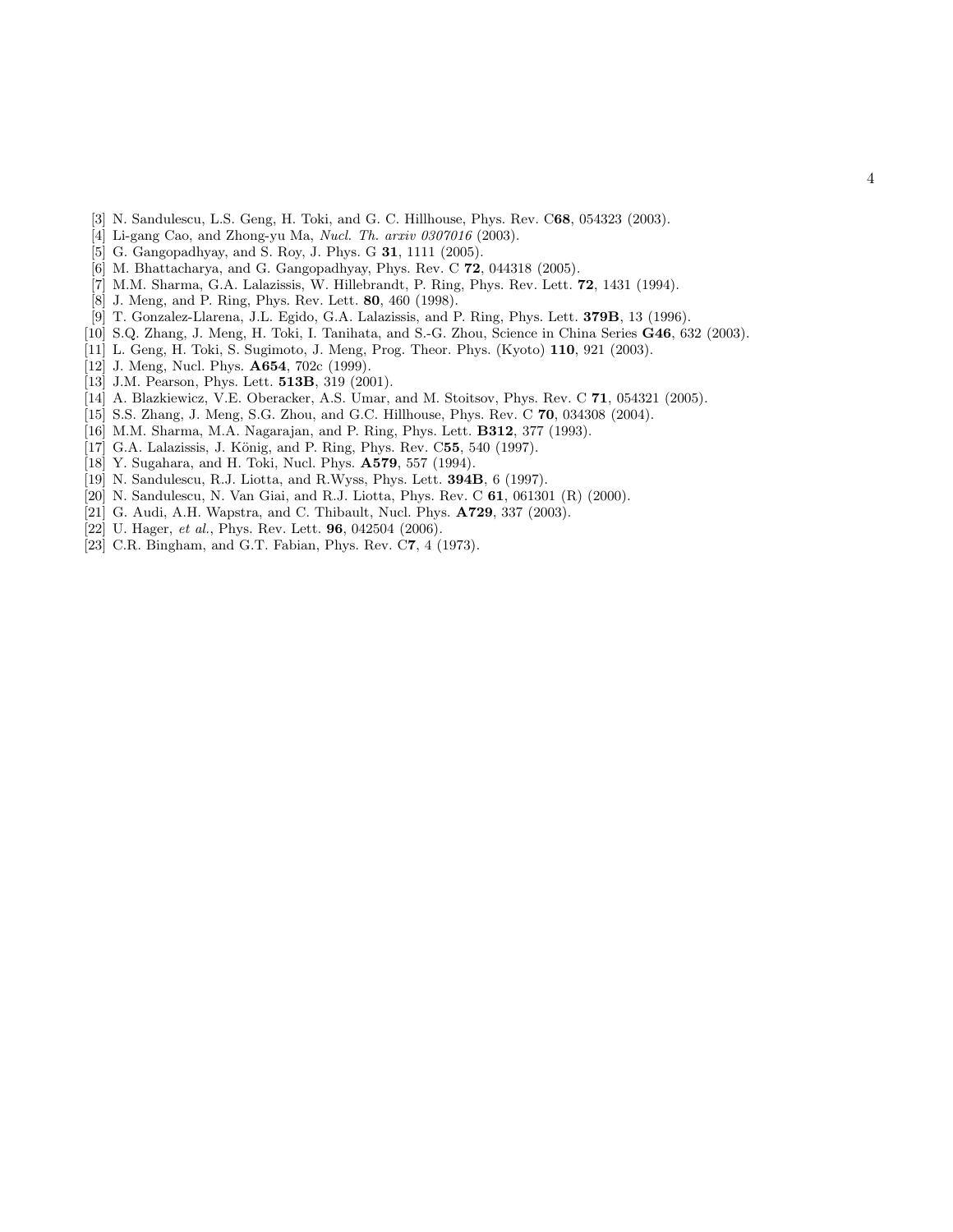[3] N. Sandulescu, L.S. Geng, H. Toki, and G. C. Hillhouse, Phys. Rev. C**68**, 054323 (2003).
[4] Li-gang Cao, and Zhong-yu Ma, *Nucl. Th. arxiv 0307016* (2003).
[5] G. Gangopadhyay, and S. Roy, J. Phys. G **31**, 1111 (2005).
[6] M. Bhattacharya, and G. Gangopadhyay, Phys. Rev. C **72**, 044318 (2005).
[7] M.M. Sharma, G.A. Lalazissis, W. Hillebrandt, P. Ring, Phys. Rev. Lett. **72**, 1431 (1994).
[8] J. Meng, and P. Ring, Phys. Rev. Lett. **80**, 460 (1998).
[9] T. Gonzalez-Llarena, J.L. Egido, G.A. Lalazissis, and P. Ring, Phys. Lett. **379B**, 13 (1996).
[10] S.Q. Zhang, J. Meng, H. Toki, I. Tanihata, and S.-G. Zhou, Science in China Series **G46**, 632 (2003).
[11] L. Geng, H. Toki, S. Sugimoto, J. Meng, Prog. Theor. Phys. (Kyoto) **110**, 921 (2003).
[12] J. Meng, Nucl. Phys. **A654**, 702c (1999).
[13] J.M. Pearson, Phys. Lett. **513B**, 319 (2001).
[14] A. Blazkiewicz, V.E. Oberacker, A.S. Umar, and M. Stoitsov, Phys. Rev. C **71**, 054321 (2005).
[15] S.S. Zhang, J. Meng, S.G. Zhou, and G.C. Hillhouse, Phys. Rev. C **70**, 034308 (2004).
[16] M.M. Sharma, M.A. Nagarajan, and P. Ring, Phys. Lett. **B312**, 377 (1993).
[17] G.A. Lalazissis, J. König, and P. Ring, Phys. Rev. C**55**, 540 (1997).
[18] Y. Sugahara, and H. Toki, Nucl. Phys. **A579**, 557 (1994).
[19] N. Sandulescu, R.J. Liotta, and R.Wyss, Phys. Lett. **394B**, 6 (1997).
[20] N. Sandulescu, N. Van Giai, and R.J. Liotta, Phys. Rev. C **61**, 061301 (R) (2000).
[21] G. Audi, A.H. Wapstra, and C. Thibault, Nucl. Phys. **A729**, 337 (2003).
[22] U. Hager, *et al.*, Phys. Rev. Lett. **96**, 042504 (2006).
[23] C.R. Bingham, and G.T. Fabian, Phys. Rev. C**7**, 4 (1973).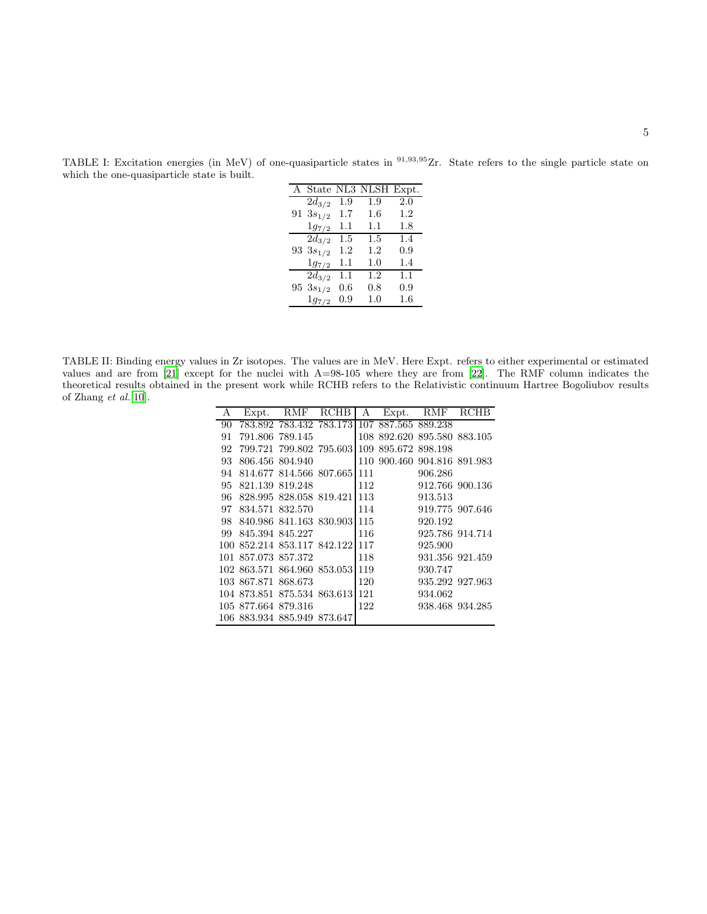TABLE I: Excitation energies (in MeV) of one-quasiparticle states in $^{91,93,95}$Zr. State refers to the single particle state on which the one-quasiparticle state is built.

| A | State | NL3 | NLSH | Expt. |
|---|---|---|---|---|
| | $2d_{3/2}$ | 1.9 | 1.9 | 2.0 |
| 91 | $3s_{1/2}$ | 1.7 | 1.6 | 1.2 |
| | $1g_{7/2}$ | 1.1 | 1.1 | 1.8 |
| | $2d_{3/2}$ | 1.5 | 1.5 | 1.4 |
| 93 | $3s_{1/2}$ | 1.2 | 1.2 | 0.9 |
| | $1g_{7/2}$ | 1.1 | 1.0 | 1.4 |
| | $2d_{3/2}$ | 1.1 | 1.2 | 1.1 |
| 95 | $3s_{1/2}$ | 0.6 | 0.8 | 0.9 |
| | $1g_{7/2}$ | 0.9 | 1.0 | 1.6 |

TABLE II: Binding energy values in Zr isotopes. The values are in MeV. Here Expt. refers to either experimental or estimated values and are from [21] except for the nuclei with A=98-105 where they are from [22]. The RMF column indicates the theoretical results obtained in the present work while RCHB refers to the Relativistic continuum Hartree Bogoliubov results of Zhang *et al.*[10].

| A | Expt. | RMF | RCHB | A | Expt. | RMF | RCHB |
|---|---|---|---|---|---|---|---|
| 90 | 783.892 | 783.432 | 783.173 | 107 | 887.565 | 889.238 | |
| 91 | 791.806 | 789.145 | | 108 | 892.620 | 895.580 | 883.105 |
| 92 | 799.721 | 799.802 | 795.603 | 109 | 895.672 | 898.198 | |
| 93 | 806.456 | 804.940 | | 110 | 900.460 | 904.816 | 891.983 |
| 94 | 814.677 | 814.566 | 807.665 | 111 | | 906.286 | |
| 95 | 821.139 | 819.248 | | 112 | | 912.766 | 900.136 |
| 96 | 828.995 | 828.058 | 819.421 | 113 | | 913.513 | |
| 97 | 834.571 | 832.570 | | 114 | | 919.775 | 907.646 |
| 98 | 840.986 | 841.163 | 830.903 | 115 | | 920.192 | |
| 99 | 845.394 | 845.227 | | 116 | | 925.786 | 914.714 |
| 100 | 852.214 | 853.117 | 842.122 | 117 | | 925.900 | |
| 101 | 857.073 | 857.372 | | 118 | | 931.356 | 921.459 |
| 102 | 863.571 | 864.960 | 853.053 | 119 | | 930.747 | |
| 103 | 867.871 | 868.673 | | 120 | | 935.292 | 927.963 |
| 104 | 873.851 | 875.534 | 863.613 | 121 | | 934.062 | |
| 105 | 877.664 | 879.316 | | 122 | | 938.468 | 934.285 |
| 106 | 883.934 | 885.949 | 873.647 | | | | |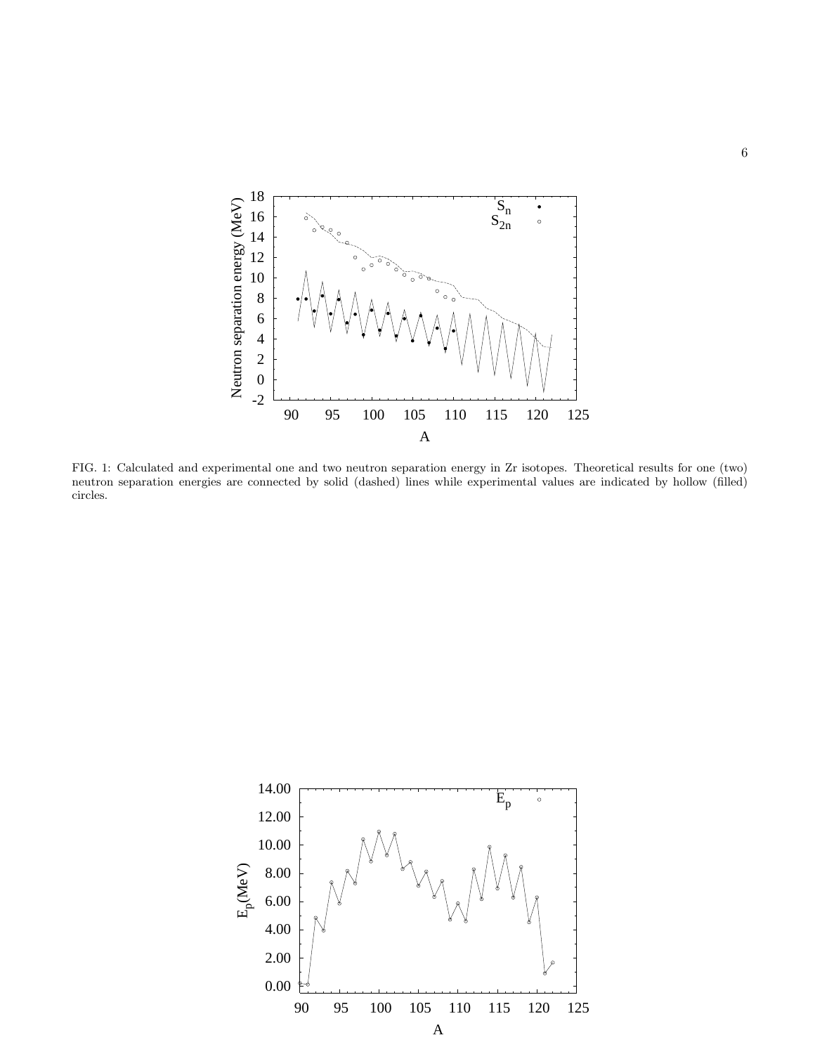FIG. 1: Calculated and experimental one and two neutron separation energy in Zr isotopes. Theoretical results for one (two) neutron separation energies are connected by solid (dashed) lines while experimental values are indicated by hollow (filled) circles.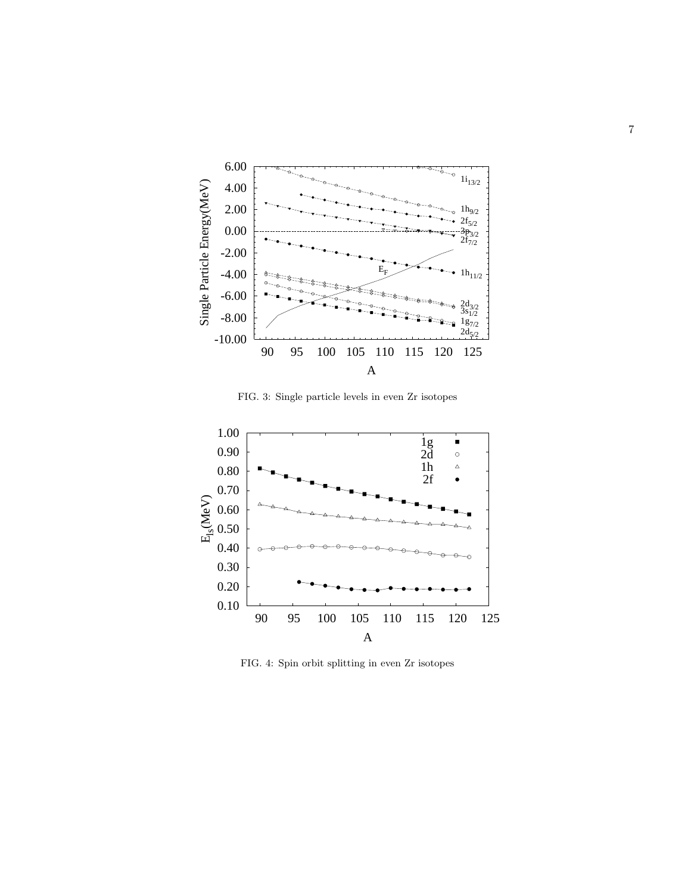6.00
4.00
2.00
0.00
-2.00
-4.00
-6.00
-8.00
-10.00

Single Particle Energy(MeV)

90 95 100 105 110 115 120 125

A

$1i_{13/2}$
$1h_{9/2}$
$2f_{5/2}$
$3p_{3/2}$
$2f_{7/2}$
$1h_{11/2}$
$E_F$
$2d_{3/2}$
$3s_{1/2}$
$1g_{7/2}$
$2d_{5/2}$

FIG. 3: Single particle levels in even Zr isotopes

1.00
0.90
0.80
0.70
0.60
0.50
0.40
0.30
0.20
0.10

$E_{ls}$(MeV)

90 95 100 105 110 115 120 125

A

1g
2d
1h
2f

FIG. 4: Spin orbit splitting in even Zr isotopes